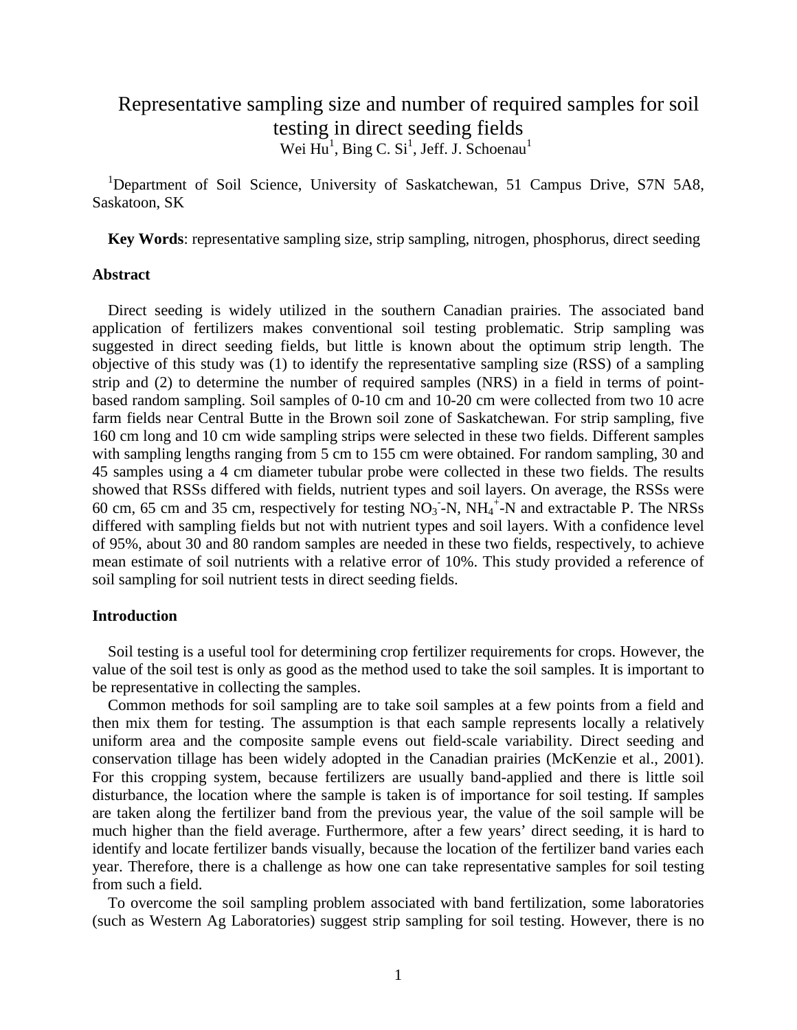# Representative sampling size and number of required samples for soil testing in direct seeding fields

Wei Hu[1], Bing C. Si[1], Jeff. J. Schoenau[1]

[1]Department of Soil Science, University of Saskatchewan, 51 Campus Drive, S7N 5A8, Saskatoon, SK

**Key Words**: representative sampling size, strip sampling, nitrogen, phosphorus, direct seeding

## Abstract

Direct seeding is widely utilized in the southern Canadian prairies. The associated band application of fertilizers makes conventional soil testing problematic. Strip sampling was suggested in direct seeding fields, but little is known about the optimum strip length. The objective of this study was (1) to identify the representative sampling size (RSS) of a sampling strip and (2) to determine the number of required samples (NRS) in a field in terms of point-based random sampling. Soil samples of 0-10 cm and 10-20 cm were collected from two 10 acre farm fields near Central Butte in the Brown soil zone of Saskatchewan. For strip sampling, five 160 cm long and 10 cm wide sampling strips were selected in these two fields. Different samples with sampling lengths ranging from 5 cm to 155 cm were obtained. For random sampling, 30 and 45 samples using a 4 cm diameter tubular probe were collected in these two fields. The results showed that RSSs differed with fields, nutrient types and soil layers. On average, the RSSs were 60 cm, 65 cm and 35 cm, respectively for testing $NO_3^-$-N, $NH_4^+$-N and extractable P. The NRSs differed with sampling fields but not with nutrient types and soil layers. With a confidence level of 95%, about 30 and 80 random samples are needed in these two fields, respectively, to achieve mean estimate of soil nutrients with a relative error of 10%. This study provided a reference of soil sampling for soil nutrient tests in direct seeding fields.

## Introduction

Soil testing is a useful tool for determining crop fertilizer requirements for crops. However, the value of the soil test is only as good as the method used to take the soil samples. It is important to be representative in collecting the samples.

Common methods for soil sampling are to take soil samples at a few points from a field and then mix them for testing. The assumption is that each sample represents locally a relatively uniform area and the composite sample evens out field-scale variability. Direct seeding and conservation tillage has been widely adopted in the Canadian prairies (McKenzie et al., 2001). For this cropping system, because fertilizers are usually band-applied and there is little soil disturbance, the location where the sample is taken is of importance for soil testing. If samples are taken along the fertilizer band from the previous year, the value of the soil sample will be much higher than the field average. Furthermore, after a few years' direct seeding, it is hard to identify and locate fertilizer bands visually, because the location of the fertilizer band varies each year. Therefore, there is a challenge as how one can take representative samples for soil testing from such a field.

To overcome the soil sampling problem associated with band fertilization, some laboratories (such as Western Ag Laboratories) suggest strip sampling for soil testing. However, there is no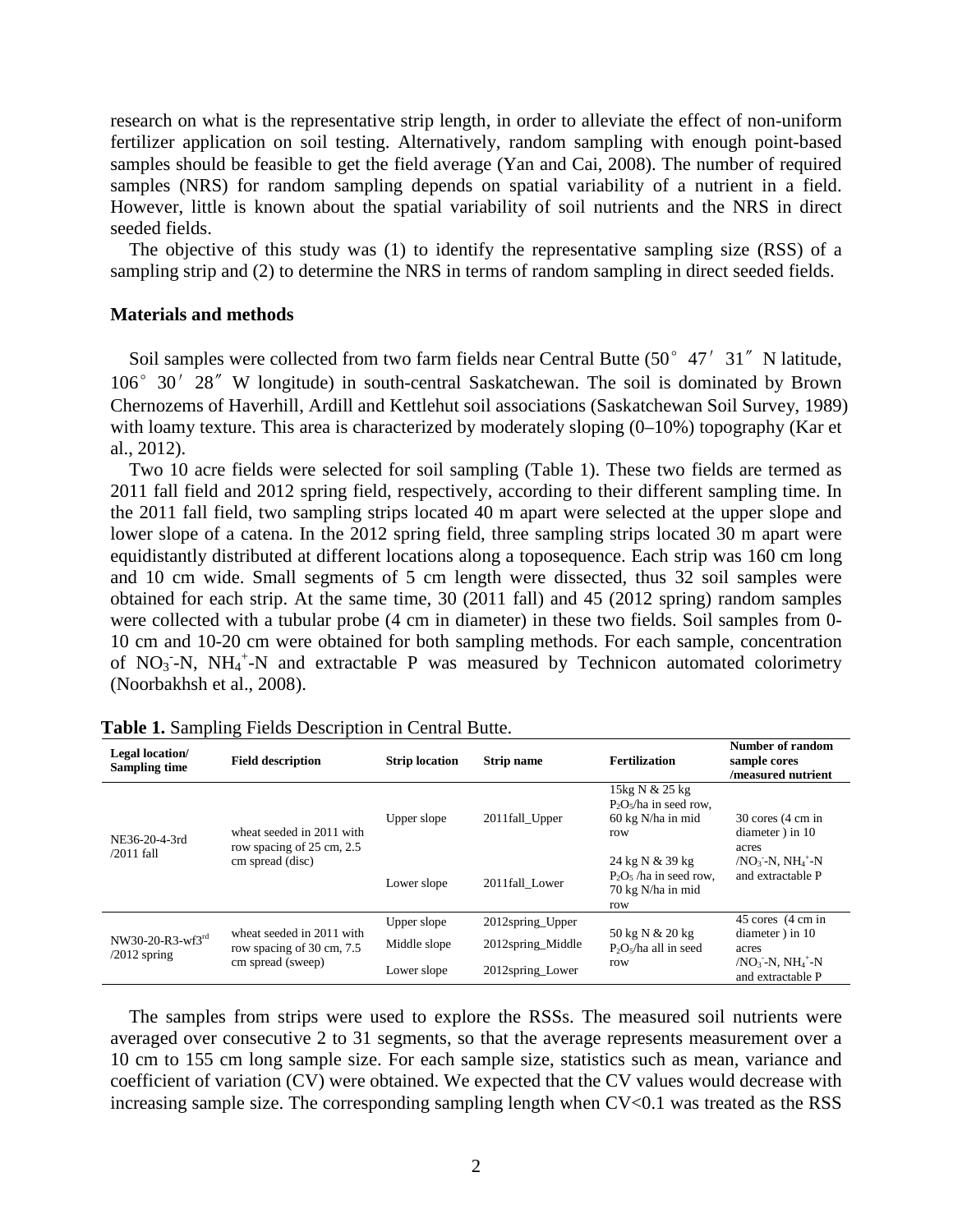research on what is the representative strip length, in order to alleviate the effect of non-uniform fertilizer application on soil testing. Alternatively, random sampling with enough point-based samples should be feasible to get the field average (Yan and Cai, 2008). The number of required samples (NRS) for random sampling depends on spatial variability of a nutrient in a field. However, little is known about the spatial variability of soil nutrients and the NRS in direct seeded fields.

The objective of this study was (1) to identify the representative sampling size (RSS) of a sampling strip and (2) to determine the NRS in terms of random sampling in direct seeded fields.

## Materials and methods

Soil samples were collected from two farm fields near Central Butte (50° 47′ 31″ N latitude, 106° 30′ 28″ W longitude) in south-central Saskatchewan. The soil is dominated by Brown Chernozems of Haverhill, Ardill and Kettlehut soil associations (Saskatchewan Soil Survey, 1989) with loamy texture. This area is characterized by moderately sloping (0–10%) topography (Kar et al., 2012).

Two 10 acre fields were selected for soil sampling (Table 1). These two fields are termed as 2011 fall field and 2012 spring field, respectively, according to their different sampling time. In the 2011 fall field, two sampling strips located 40 m apart were selected at the upper slope and lower slope of a catena. In the 2012 spring field, three sampling strips located 30 m apart were equidistantly distributed at different locations along a toposequence. Each strip was 160 cm long and 10 cm wide. Small segments of 5 cm length were dissected, thus 32 soil samples were obtained for each strip. At the same time, 30 (2011 fall) and 45 (2012 spring) random samples were collected with a tubular probe (4 cm in diameter) in these two fields. Soil samples from 0-10 cm and 10-20 cm were obtained for both sampling methods. For each sample, concentration of $NO_3^-$-N, $NH_4^+$-N and extractable P was measured by Technicon automated colorimetry (Noorbakhsh et al., 2008).

**Table 1.** Sampling Fields Description in Central Butte.

| Legal location/ Sampling time | Field description | Strip location | Strip name | Fertilization | Number of random sample cores /measured nutrient |
|---|---|---|---|---|---|
| NE36-20-4-3rd /2011 fall | wheat seeded in 2011 with row spacing of 25 cm, 2.5 cm spread (disc) | Upper slope | 2011fall_Upper | 15kg N & 25 kg $P_2O_5$/ha in seed row, 60 kg N/ha in mid row | 30 cores (4 cm in diameter ) in 10 acres /$NO_3^-$-N, $NH_4^+$-N and extractable P |
| | | Lower slope | 2011fall_Lower | 24 kg N & 39 kg $P_2O_5$ /ha in seed row, 70 kg N/ha in mid row | |
| NW30-20-R3-wf3rd /2012 spring | wheat seeded in 2011 with row spacing of 30 cm, 7.5 cm spread (sweep) | Upper slope | 2012spring_Upper | 50 kg N & 20 kg $P_2O_5$/ha all in seed row | 45 cores (4 cm in diameter ) in 10 acres /$NO_3^-$-N, $NH_4^+$-N and extractable P |
| | | Middle slope | 2012spring_Middle | | |
| | | Lower slope | 2012spring_Lower | | |

The samples from strips were used to explore the RSSs. The measured soil nutrients were averaged over consecutive 2 to 31 segments, so that the average represents measurement over a 10 cm to 155 cm long sample size. For each sample size, statistics such as mean, variance and coefficient of variation (CV) were obtained. We expected that the CV values would decrease with increasing sample size. The corresponding sampling length when CV<0.1 was treated as the RSS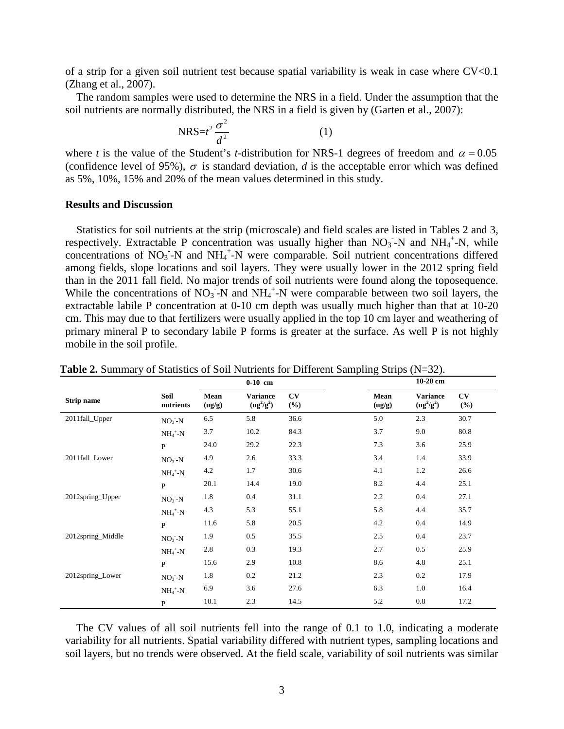of a strip for a given soil nutrient test because spatial variability is weak in case where CV<0.1 (Zhang et al., 2007).

The random samples were used to determine the NRS in a field. Under the assumption that the soil nutrients are normally distributed, the NRS in a field is given by (Garten et al., 2007):

$$\text{NRS}=t^2\frac{\sigma^2}{d^2} \qquad (1)$$

where $t$ is the value of the Student's $t$-distribution for NRS-1 degrees of freedom and $\alpha = 0.05$ (confidence level of 95%), $\sigma$ is standard deviation, $d$ is the acceptable error which was defined as 5%, 10%, 15% and 20% of the mean values determined in this study.

## Results and Discussion

Statistics for soil nutrients at the strip (microscale) and field scales are listed in Tables 2 and 3, respectively. Extractable P concentration was usually higher than $NO_3^-$-N and $NH_4^+$-N, while concentrations of $NO_3^-$-N and $NH_4^+$-N were comparable. Soil nutrient concentrations differed among fields, slope locations and soil layers. They were usually lower in the 2012 spring field than in the 2011 fall field. No major trends of soil nutrients were found along the toposequence. While the concentrations of $NO_3^-$-N and $NH_4^+$-N were comparable between two soil layers, the extractable labile P concentration at 0-10 cm depth was usually much higher than that at 10-20 cm. This may due to that fertilizers were usually applied in the top 10 cm layer and weathering of primary mineral P to secondary labile P forms is greater at the surface. As well P is not highly mobile in the soil profile.

**Table 2.** Summary of Statistics of Soil Nutrients for Different Sampling Strips (N=32).

| | | 0-10 cm | | | 10-20 cm | | |
|---|---|---|---|---|---|---|---|
| **Strip name** | **Soil nutrients** | **Mean (ug/g)** | **Variance ($ug^2/g^2$)** | **CV (%)** | **Mean (ug/g)** | **Variance ($ug^2/g^2$)** | **CV (%)** |
| 2011fall_Upper | $NO_3^-$-N | 6.5 | 5.8 | 36.6 | 5.0 | 2.3 | 30.7 |
| | $NH_4^+$-N | 3.7 | 10.2 | 84.3 | 3.7 | 9.0 | 80.8 |
| | P | 24.0 | 29.2 | 22.3 | 7.3 | 3.6 | 25.9 |
| 2011fall_Lower | $NO_3^-$-N | 4.9 | 2.6 | 33.3 | 3.4 | 1.4 | 33.9 |
| | $NH_4^+$-N | 4.2 | 1.7 | 30.6 | 4.1 | 1.2 | 26.6 |
| | P | 20.1 | 14.4 | 19.0 | 8.2 | 4.4 | 25.1 |
| 2012spring_Upper | $NO_3^-$-N | 1.8 | 0.4 | 31.1 | 2.2 | 0.4 | 27.1 |
| | $NH_4^+$-N | 4.3 | 5.3 | 55.1 | 5.8 | 4.4 | 35.7 |
| | P | 11.6 | 5.8 | 20.5 | 4.2 | 0.4 | 14.9 |
| 2012spring_Middle | $NO_3^-$-N | 1.9 | 0.5 | 35.5 | 2.5 | 0.4 | 23.7 |
| | $NH_4^+$-N | 2.8 | 0.3 | 19.3 | 2.7 | 0.5 | 25.9 |
| | P | 15.6 | 2.9 | 10.8 | 8.6 | 4.8 | 25.1 |
| 2012spring_Lower | $NO_3^-$-N | 1.8 | 0.2 | 21.2 | 2.3 | 0.2 | 17.9 |
| | $NH_4^+$-N | 6.9 | 3.6 | 27.6 | 6.3 | 1.0 | 16.4 |
| | P | 10.1 | 2.3 | 14.5 | 5.2 | 0.8 | 17.2 |

The CV values of all soil nutrients fell into the range of 0.1 to 1.0, indicating a moderate variability for all nutrients. Spatial variability differed with nutrient types, sampling locations and soil layers, but no trends were observed. At the field scale, variability of soil nutrients was similar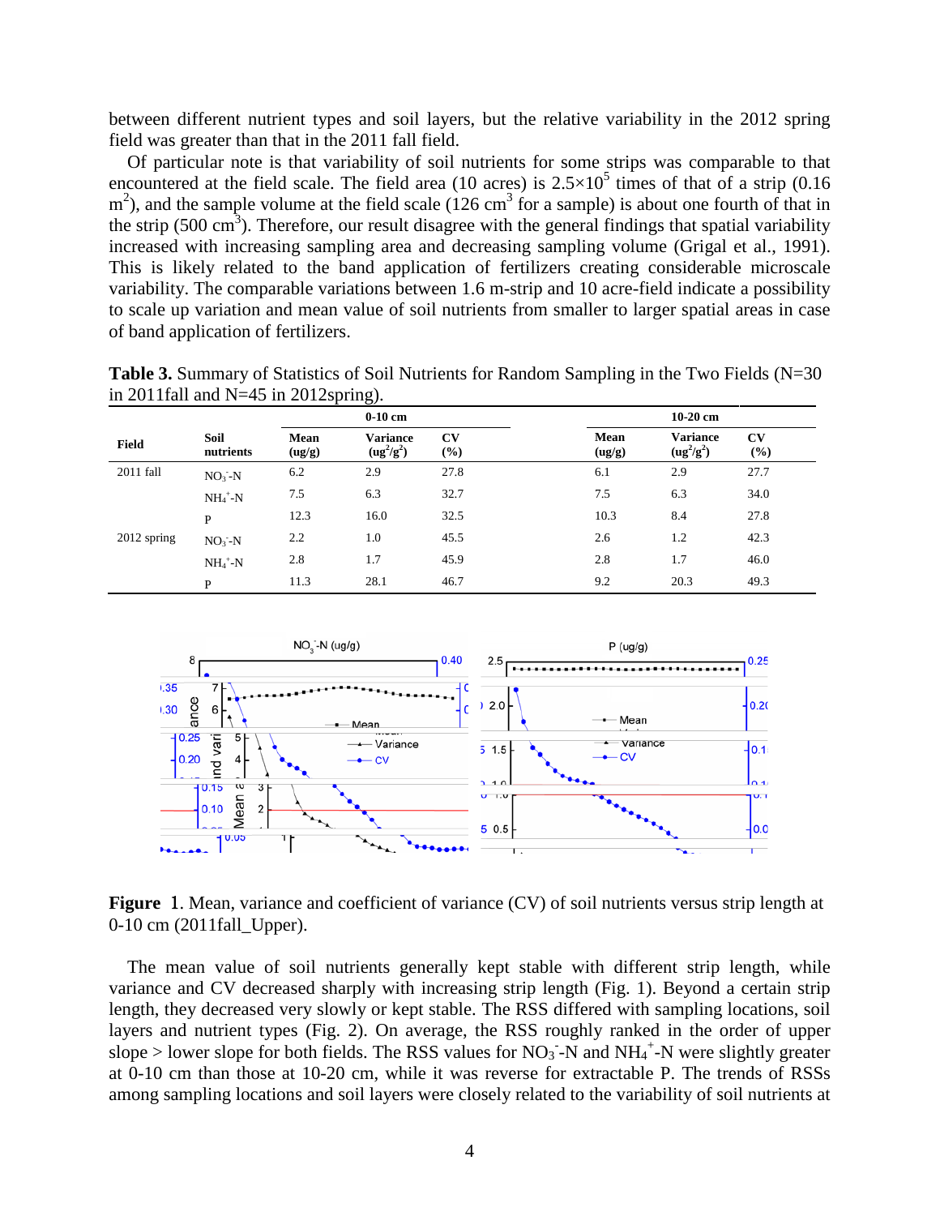between different nutrient types and soil layers, but the relative variability in the 2012 spring field was greater than that in the 2011 fall field.

Of particular note is that variability of soil nutrients for some strips was comparable to that encountered at the field scale. The field area (10 acres) is $2.5\times10^5$ times of that of a strip (0.16 $m^2$), and the sample volume at the field scale (126 $cm^3$ for a sample) is about one fourth of that in the strip (500 $cm^3$). Therefore, our result disagree with the general findings that spatial variability increased with increasing sampling area and decreasing sampling volume (Grigal et al., 1991). This is likely related to the band application of fertilizers creating considerable microscale variability. The comparable variations between 1.6 m-strip and 10 acre-field indicate a possibility to scale up variation and mean value of soil nutrients from smaller to larger spatial areas in case of band application of fertilizers.

**Table 3.** Summary of Statistics of Soil Nutrients for Random Sampling in the Two Fields (N=30 in 2011fall and N=45 in 2012spring).

| Field | Soil nutrients | 0-10 cm Mean (ug/g) | 0-10 cm Variance ($ug^2/g^2$) | 0-10 cm CV (%) | 10-20 cm Mean (ug/g) | 10-20 cm Variance ($ug^2/g^2$) | 10-20 cm CV (%) |
|---|---|---|---|---|---|---|---|
| 2011 fall | $NO_3^-$-N | 6.2 | 2.9 | 27.8 | 6.1 | 2.9 | 27.7 |
| | $NH_4^+$-N | 7.5 | 6.3 | 32.7 | 7.5 | 6.3 | 34.0 |
| | P | 12.3 | 16.0 | 32.5 | 10.3 | 8.4 | 27.8 |
| 2012 spring | $NO_3^-$-N | 2.2 | 1.0 | 45.5 | 2.6 | 1.2 | 42.3 |
| | $NH_4^+$-N | 2.8 | 1.7 | 45.9 | 2.8 | 1.7 | 46.0 |
| | P | 11.3 | 28.1 | 46.7 | 9.2 | 20.3 | 49.3 |

**Figure 1.** Mean, variance and coefficient of variance (CV) of soil nutrients versus strip length at 0-10 cm (2011fall_Upper).

The mean value of soil nutrients generally kept stable with different strip length, while variance and CV decreased sharply with increasing strip length (Fig. 1). Beyond a certain strip length, they decreased very slowly or kept stable. The RSS differed with sampling locations, soil layers and nutrient types (Fig. 2). On average, the RSS roughly ranked in the order of upper slope > lower slope for both fields. The RSS values for $NO_3^-$-N and $NH_4^+$-N were slightly greater at 0-10 cm than those at 10-20 cm, while it was reverse for extractable P. The trends of RSSs among sampling locations and soil layers were closely related to the variability of soil nutrients at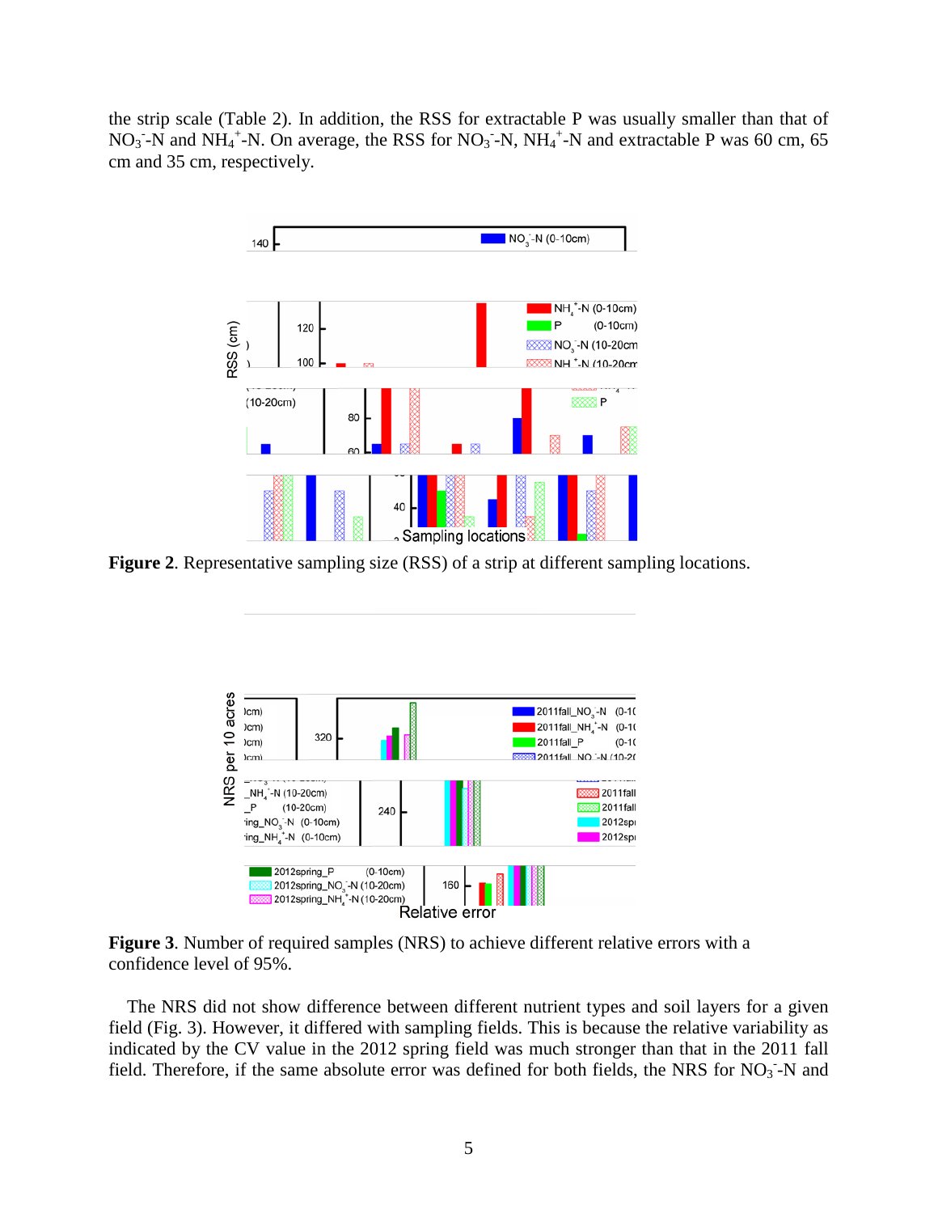the strip scale (Table 2). In addition, the RSS for extractable P was usually smaller than that of $NO_3^-$-N and $NH_4^+$-N. On average, the RSS for $NO_3^-$-N, $NH_4^+$-N and extractable P was 60 cm, 65 cm and 35 cm, respectively.

**Figure 2**. Representative sampling size (RSS) of a strip at different sampling locations.

**Figure 3**. Number of required samples (NRS) to achieve different relative errors with a confidence level of 95%.

The NRS did not show difference between different nutrient types and soil layers for a given field (Fig. 3). However, it differed with sampling fields. This is because the relative variability as indicated by the CV value in the 2012 spring field was much stronger than that in the 2011 fall field. Therefore, if the same absolute error was defined for both fields, the NRS for $NO_3^-$-N and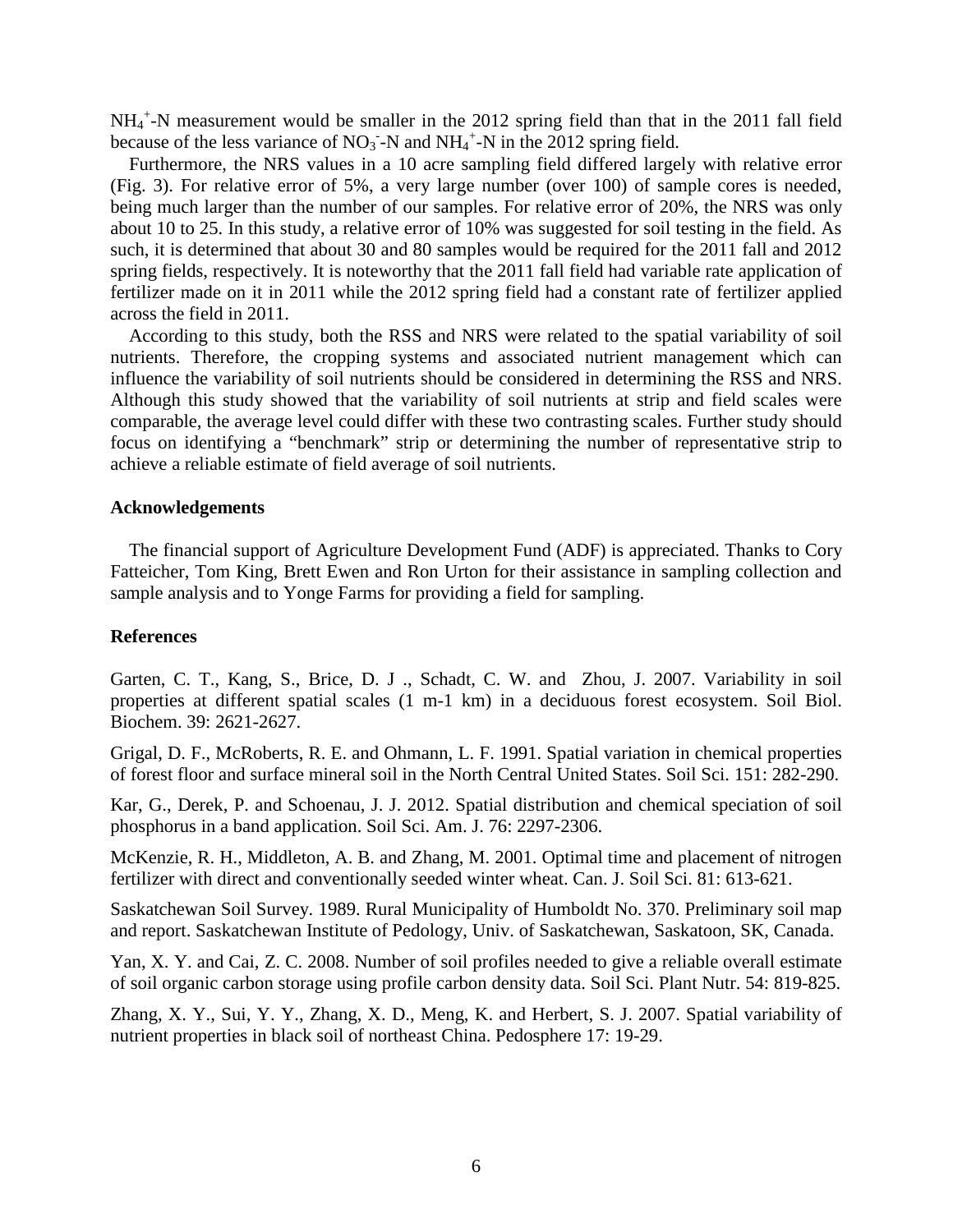$NH_4^+$-N measurement would be smaller in the 2012 spring field than that in the 2011 fall field because of the less variance of $NO_3^-$-N and $NH_4^+$-N in the 2012 spring field.

Furthermore, the NRS values in a 10 acre sampling field differed largely with relative error (Fig. 3). For relative error of 5%, a very large number (over 100) of sample cores is needed, being much larger than the number of our samples. For relative error of 20%, the NRS was only about 10 to 25. In this study, a relative error of 10% was suggested for soil testing in the field. As such, it is determined that about 30 and 80 samples would be required for the 2011 fall and 2012 spring fields, respectively. It is noteworthy that the 2011 fall field had variable rate application of fertilizer made on it in 2011 while the 2012 spring field had a constant rate of fertilizer applied across the field in 2011.

According to this study, both the RSS and NRS were related to the spatial variability of soil nutrients. Therefore, the cropping systems and associated nutrient management which can influence the variability of soil nutrients should be considered in determining the RSS and NRS. Although this study showed that the variability of soil nutrients at strip and field scales were comparable, the average level could differ with these two contrasting scales. Further study should focus on identifying a "benchmark" strip or determining the number of representative strip to achieve a reliable estimate of field average of soil nutrients.

**Acknowledgements**

The financial support of Agriculture Development Fund (ADF) is appreciated. Thanks to Cory Fatteicher, Tom King, Brett Ewen and Ron Urton for their assistance in sampling collection and sample analysis and to Yonge Farms for providing a field for sampling.

**References**

Garten, C. T., Kang, S., Brice, D. J ., Schadt, C. W. and Zhou, J. 2007. Variability in soil properties at different spatial scales (1 m-1 km) in a deciduous forest ecosystem. Soil Biol. Biochem. 39: 2621-2627.

Grigal, D. F., McRoberts, R. E. and Ohmann, L. F. 1991. Spatial variation in chemical properties of forest floor and surface mineral soil in the North Central United States. Soil Sci. 151: 282-290.

Kar, G., Derek, P. and Schoenau, J. J. 2012. Spatial distribution and chemical speciation of soil phosphorus in a band application. Soil Sci. Am. J. 76: 2297-2306.

McKenzie, R. H., Middleton, A. B. and Zhang, M. 2001. Optimal time and placement of nitrogen fertilizer with direct and conventionally seeded winter wheat. Can. J. Soil Sci. 81: 613-621.

Saskatchewan Soil Survey. 1989. Rural Municipality of Humboldt No. 370. Preliminary soil map and report. Saskatchewan Institute of Pedology, Univ. of Saskatchewan, Saskatoon, SK, Canada.

Yan, X. Y. and Cai, Z. C. 2008. Number of soil profiles needed to give a reliable overall estimate of soil organic carbon storage using profile carbon density data. Soil Sci. Plant Nutr. 54: 819-825.

Zhang, X. Y., Sui, Y. Y., Zhang, X. D., Meng, K. and Herbert, S. J. 2007. Spatial variability of nutrient properties in black soil of northeast China. Pedosphere 17: 19-29.